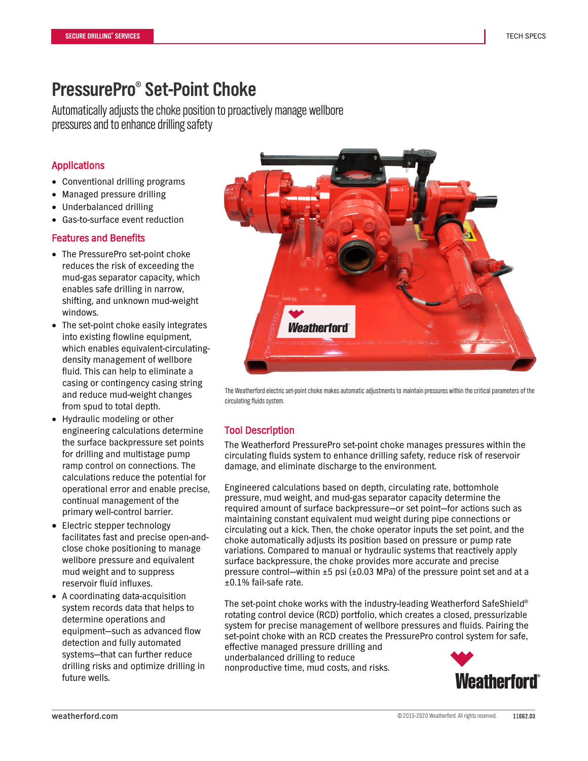# PressurePro® Set-Point Choke

Automatically adjusts the choke position to proactively manage wellbore pressures and to enhance drilling safety

## Applications

- Conventional drilling programs
- Managed pressure drilling
- Underbalanced drilling
- Gas-to-surface event reduction

## Features and Benefits

- The PressurePro set-point choke reduces the risk of exceeding the mud-gas separator capacity, which enables safe drilling in narrow, shifting, and unknown mud-weight windows.
- The set-point choke easily integrates into existing flowline equipment, which enables equivalent-circulating-density management of wellbore fluid. This can help to eliminate a casing or contingency casing string and reduce mud-weight changes from spud to total depth.
- Hydraulic modeling or other engineering calculations determine the surface backpressure set points for drilling and multistage pump ramp control on connections. The calculations reduce the potential for operational error and enable precise, continual management of the primary well-control barrier.
- Electric stepper technology facilitates fast and precise open-and-close choke positioning to manage wellbore pressure and equivalent mud weight and to suppress reservoir fluid influxes.
- A coordinating data-acquisition system records data that helps to determine operations and equipment—such as advanced flow detection and fully automated systems—that can further reduce drilling risks and optimize drilling in future wells.

The Weatherford electric set-point choke makes automatic adjustments to maintain pressures within the critical parameters of the circulating fluids system.

## Tool Description

The Weatherford PressurePro set-point choke manages pressures within the circulating fluids system to enhance drilling safety, reduce risk of reservoir damage, and eliminate discharge to the environment.

Engineered calculations based on depth, circulating rate, bottomhole pressure, mud weight, and mud-gas separator capacity determine the required amount of surface backpressure—or set point—for actions such as maintaining constant equivalent mud weight during pipe connections or circulating out a kick. Then, the choke operator inputs the set point, and the choke automatically adjusts its position based on pressure or pump rate variations. Compared to manual or hydraulic systems that reactively apply surface backpressure, the choke provides more accurate and precise pressure control—within ±5 psi (±0.03 MPa) of the pressure point set and at a ±0.1% fail-safe rate.

The set-point choke works with the industry-leading Weatherford SafeShield® rotating control device (RCD) portfolio, which creates a closed, pressurizable system for precise management of wellbore pressures and fluids. Pairing the set-point choke with an RCD creates the PressurePro control system for safe, effective managed pressure drilling and underbalanced drilling to reduce nonproductive time, mud costs, and risks.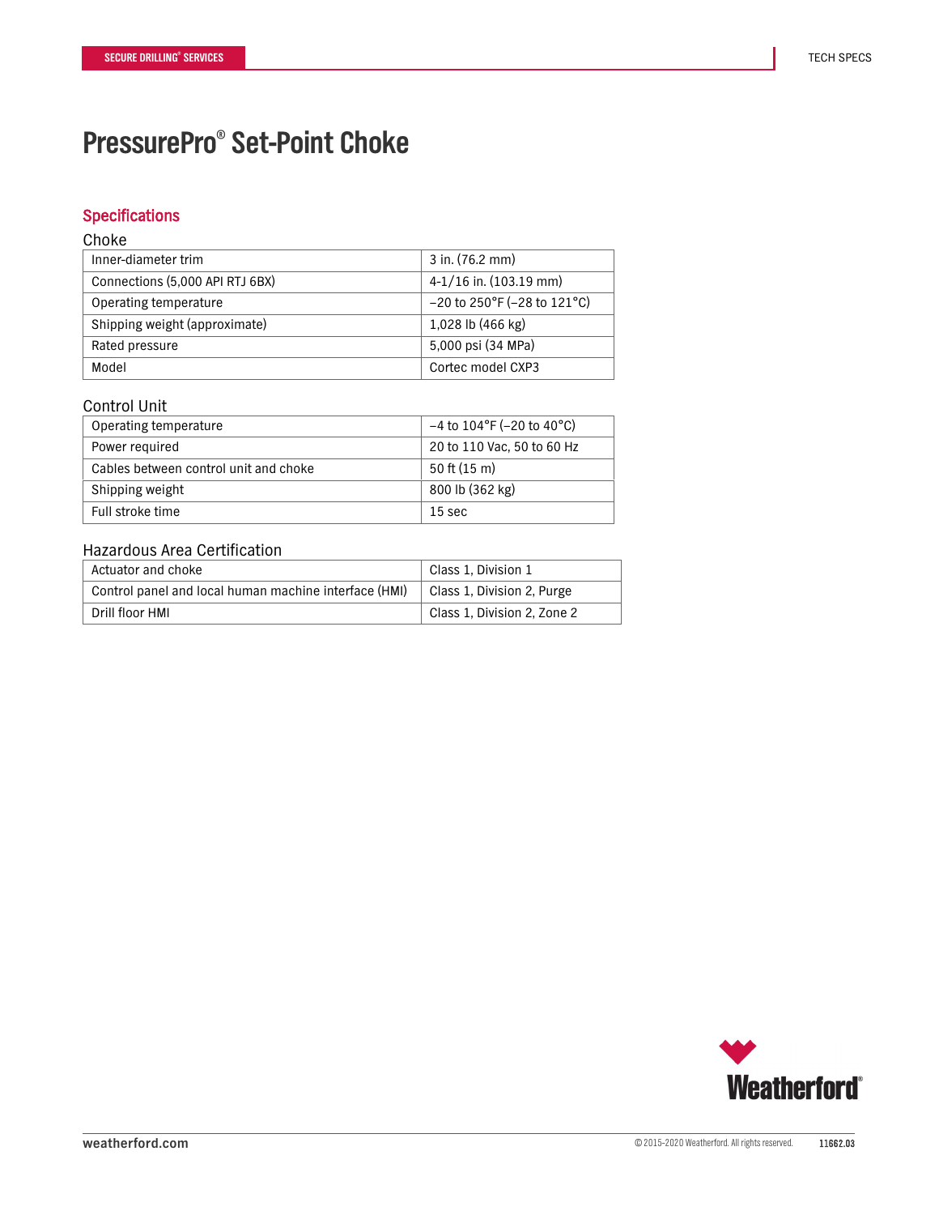# PressurePro® Set-Point Choke

## Specifications

### Choke

| | |
|---|---|
| Inner-diameter trim | 3 in. (76.2 mm) |
| Connections (5,000 API RTJ 6BX) | 4-1/16 in. (103.19 mm) |
| Operating temperature | –20 to 250°F (–28 to 121°C) |
| Shipping weight (approximate) | 1,028 lb (466 kg) |
| Rated pressure | 5,000 psi (34 MPa) |
| Model | Cortec model CXP3 |

### Control Unit

| | |
|---|---|
| Operating temperature | –4 to 104°F (–20 to 40°C) |
| Power required | 20 to 110 Vac, 50 to 60 Hz |
| Cables between control unit and choke | 50 ft (15 m) |
| Shipping weight | 800 lb (362 kg) |
| Full stroke time | 15 sec |

### Hazardous Area Certification

| | |
|---|---|
| Actuator and choke | Class 1, Division 1 |
| Control panel and local human machine interface (HMI) | Class 1, Division 2, Purge |
| Drill floor HMI | Class 1, Division 2, Zone 2 |

weatherford.com

© 2015-2020 Weatherford. All rights reserved. 11662.03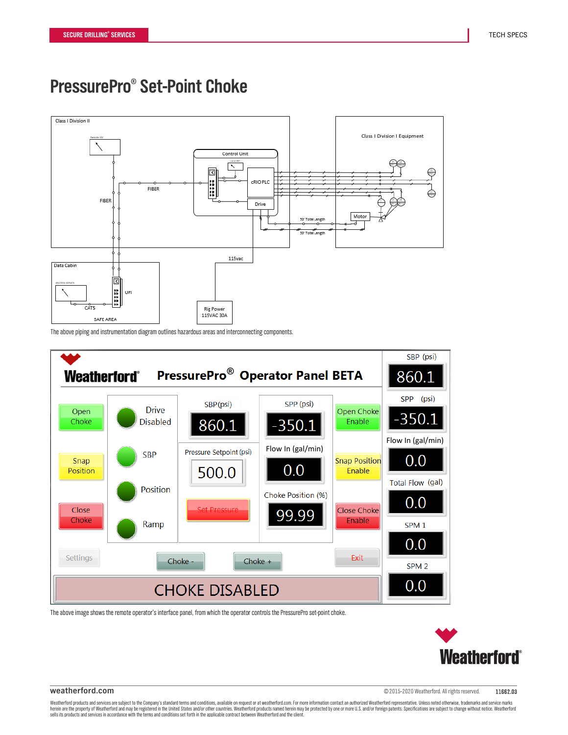# PressurePro® Set-Point Choke

Class I Division II

Control Unit

cRIO PLC

Drive

FIBER

FIBER

Class I Division I Equipment

Motor

50' Total Length

50' Total Length

115vac

Data Cabin

UPI

CAT5

SAFE AREA

Rig Power
115VAC 30A

The above piping and instrumentation diagram outlines hazardous areas and interconnecting components.

Weatherford PressurePro® Operator Panel BETA

SBP (psi) 860.1

SPP (psi) -350.1

Flow In (gal/min) 0.0

Total Flow (gal) 0.0

SPM 1 0.0

SPM 2 0.0

Open Choke

Snap Position

Close Choke

Drive Disabled

SBP

Position

Ramp

SBP(psi) 860.1

Pressure Setpoint (psi) 500.0

Set Pressure

SPP (psi) -350.1

Flow In (gal/min) 0.0

Choke Position (%) 99.99

Open Choke Enable

Snap Position Enable

Close Choke Enable

Settings

Choke -

Choke +

Exit

CHOKE DISABLED

The above image shows the remote operator's interface panel, from which the operator controls the PressurePro set-point choke.

weatherford.com

© 2015-2020 Weatherford. All rights reserved. 11662.03

Weatherford products and services are subject to the Company's standard terms and conditions, available on request or at weatherford.com. For more information contact an authorized Weatherford representative. Unless noted otherwise, trademarks and service marks herein are the property of Weatherford and may be registered in the United States and/or other countries. Weatherford products named herein may be protected by one or more U.S. and/or foreign patents. Specifications are subject to change without notice. Weatherford sells its products and services in accordance with the terms and conditions set forth in the applicable contract between Weatherford and the client.